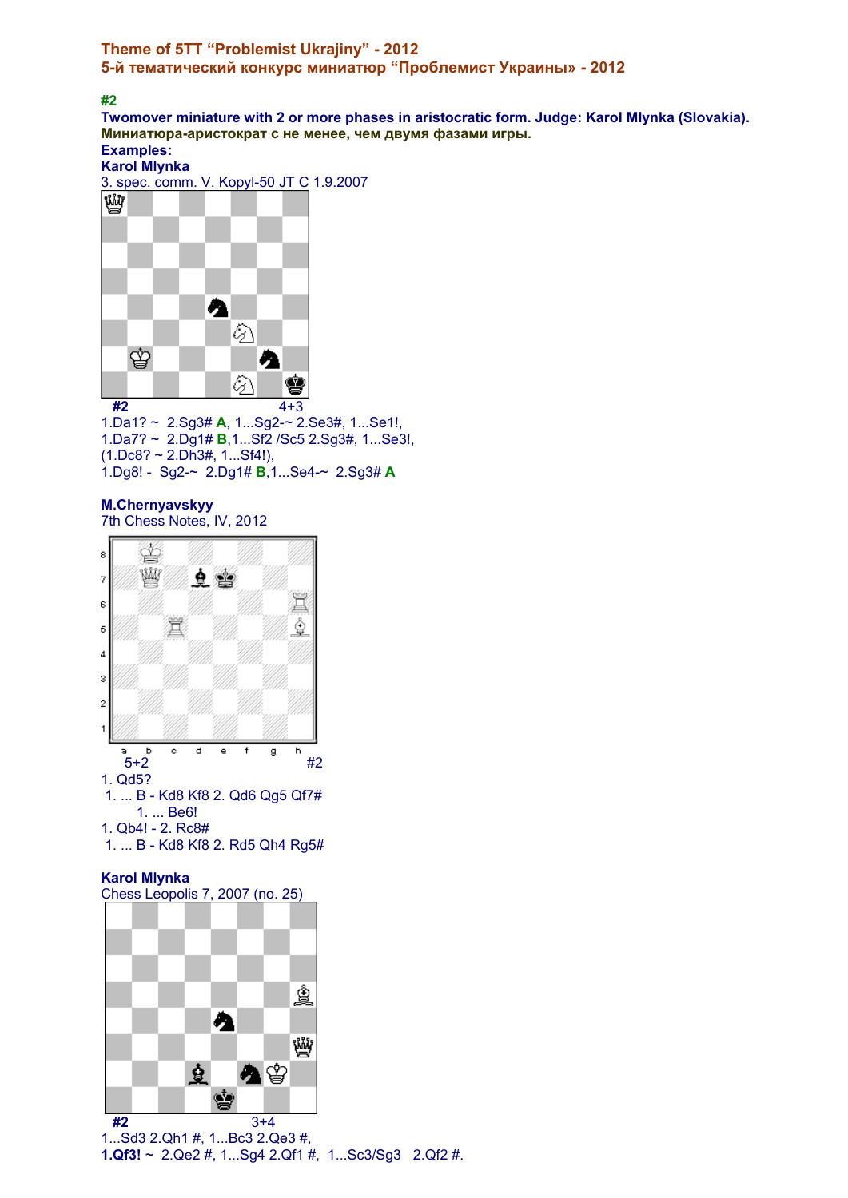## Theme of 5TT "Problemist Ukrajiny" - 2012
## 5-й тематический конкурс миниатюр «Проблемист Украины» - 2012

**#2**

**Twomover miniature with 2 or more phases in aristocratic form. Judge: Karol Mlynka (Slovakia).**
**Миниатюра-аристократ с не менее, чем двумя фазами игры.**

**Examples:**

**Karol Mlynka**
3. spec. comm. V. Kopyl-50 JT C 1.9.2007

**#2** 4+3

1.Da1? ~ 2.Sg3# **A**, 1...Sg2-~ 2.Se3#, 1...Se1!,
1.Da7? ~ 2.Dg1# **B**,1...Sf2 /Sc5 2.Sg3#, 1...Se3!,
(1.Dc8? ~ 2.Dh3#, 1...Sf4!),
1.Dg8! - Sg2-~ 2.Dg1# **B**,1...Se4-~ 2.Sg3# **A**

**M.Chernyavskyy**
7th Chess Notes, IV, 2012

5+2 #2

1. Qd5?
1. ... B - Kd8 Kf8 2. Qd6 Qg5 Qf7#
1. ... Be6!
1. Qb4! - 2. Rc8#
1. ... B - Kd8 Kf8 2. Rd5 Qh4 Rg5#

**Karol Mlynka**
Chess Leopolis 7, 2007 (no. 25)

**#2** 3+4

1...Sd3 2.Qh1 #, 1...Bc3 2.Qe3 #,
**1.Qf3!** ~ 2.Qe2 #, 1...Sg4 2.Qf1 #, 1...Sc3/Sg3 2.Qf2 #.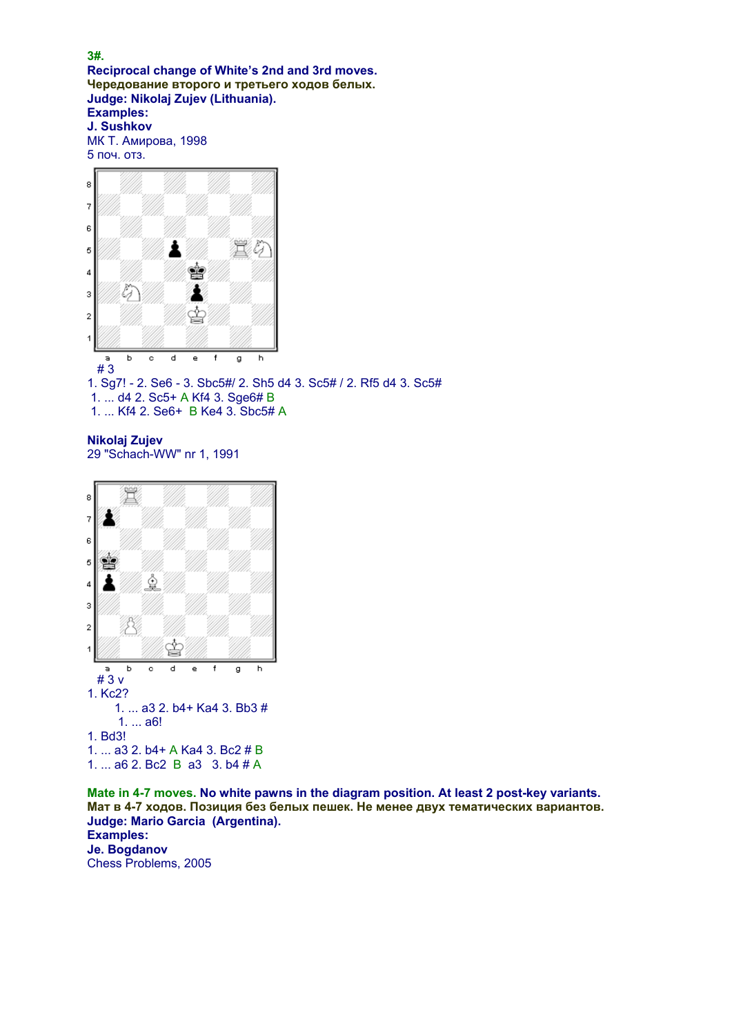**3#.**
**Reciprocal change of White's 2nd and 3rd moves.**
**Чередование второго и третьего ходов белых.**
**Judge: Nikolaj Zujev (Lithuania).**
**Examples:**
**J. Sushkov**
МК Т. Амирова, 1998
5 поч. отз.

\# 3
1. Sg7! - 2. Se6 - 3. Sbc5#/ 2. Sh5 d4 3. Sc5# / 2. Rf5 d4 3. Sc5#
1. ... d4 2. Sc5+ A Kf4 3. Sge6# B
1. ... Kf4 2. Se6+ B Ke4 3. Sbc5# A

**Nikolaj Zujev**
29 "Schach-WW" nr 1, 1991

\# 3 v
1. Kc2?
1. ... a3 2. b4+ Ka4 3. Bb3 #
1. ... a6!
1. Bd3!
1. ... a3 2. b4+ A Ka4 3. Bc2 # B
1. ... a6 2. Bc2 B a3 3. b4 # A

**Mate in 4-7 moves. No white pawns in the diagram position. At least 2 post-key variants.**
**Мат в 4-7 ходов. Позиция без белых пешек. Не менее двух тематических вариантов.**
**Judge: Mario Garcia (Argentina).**
**Examples:**
**Je. Bogdanov**
Chess Problems, 2005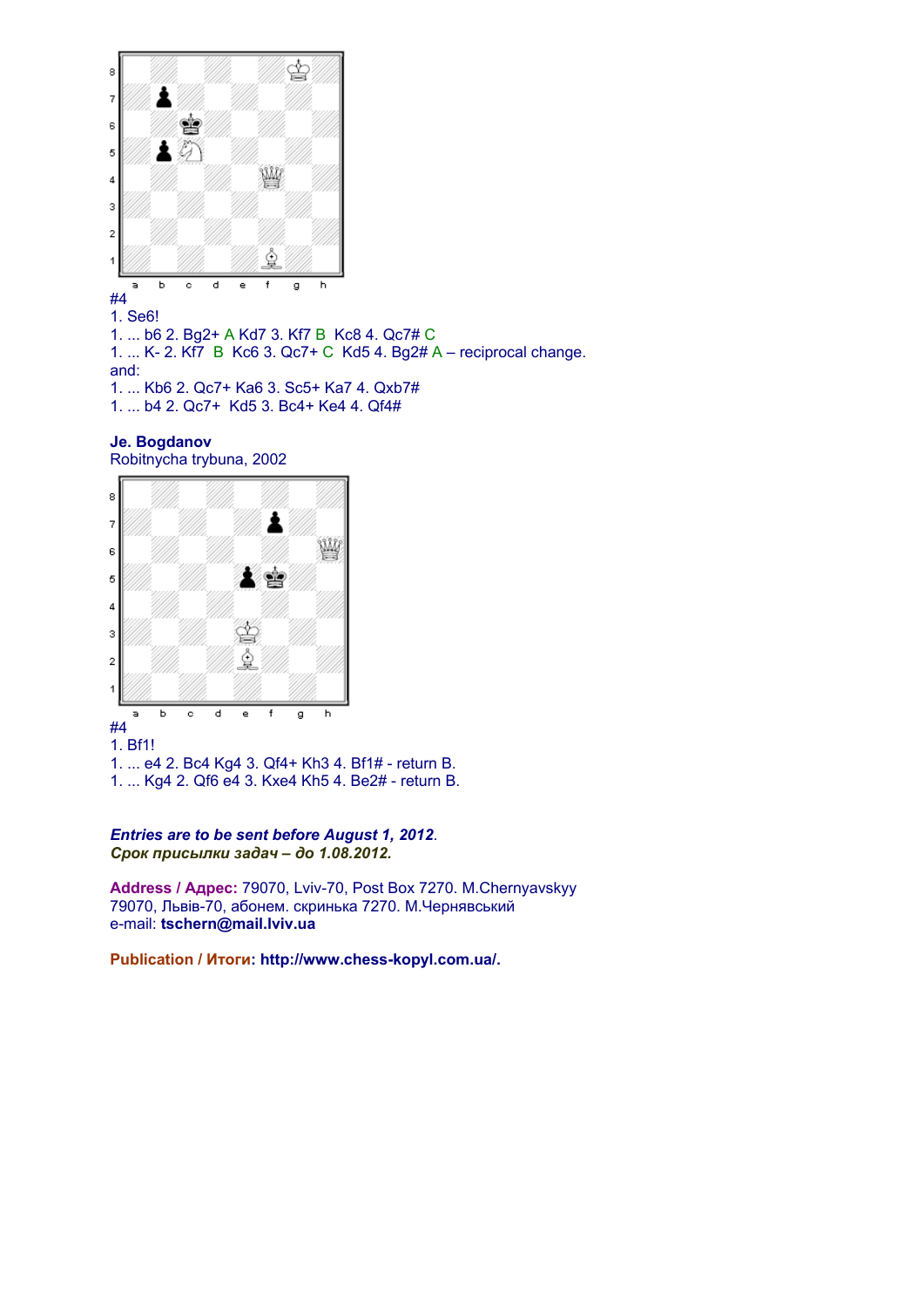#4

1. Se6!

1. ... b6 2. Bg2+ A Kd7 3. Kf7 B Kc8 4. Qc7# C

1. ... K- 2. Kf7 B Kc6 3. Qc7+ C Kd5 4. Bg2# A – reciprocal change.

and:

1. ... Kb6 2. Qc7+ Ka6 3. Sc5+ Ka7 4. Qxb7#

1. ... b4 2. Qc7+ Kd5 3. Bc4+ Ke4 4. Qf4#

**Je. Bogdanov**
Robitnycha trybuna, 2002

#4

1. Bf1!

1. ... e4 2. Bc4 Kg4 3. Qf4+ Kh3 4. Bf1# - return B.

1. ... Kg4 2. Qf6 e4 3. Kxe4 Kh5 4. Be2# - return B.

***Entries are to be sent before August 1, 2012.***
***Срок присылки задач – до 1.08.2012.***

**Address / Адрес:** 79070, Lviv-70, Post Box 7270. M.Chernyavskyy
79070, Львів-70, абонем. скринька 7270. М.Чернявський
e-mail: **tschern@mail.lviv.ua**

**Publication / Итоги: http://www.chess-kopyl.com.ua/.**